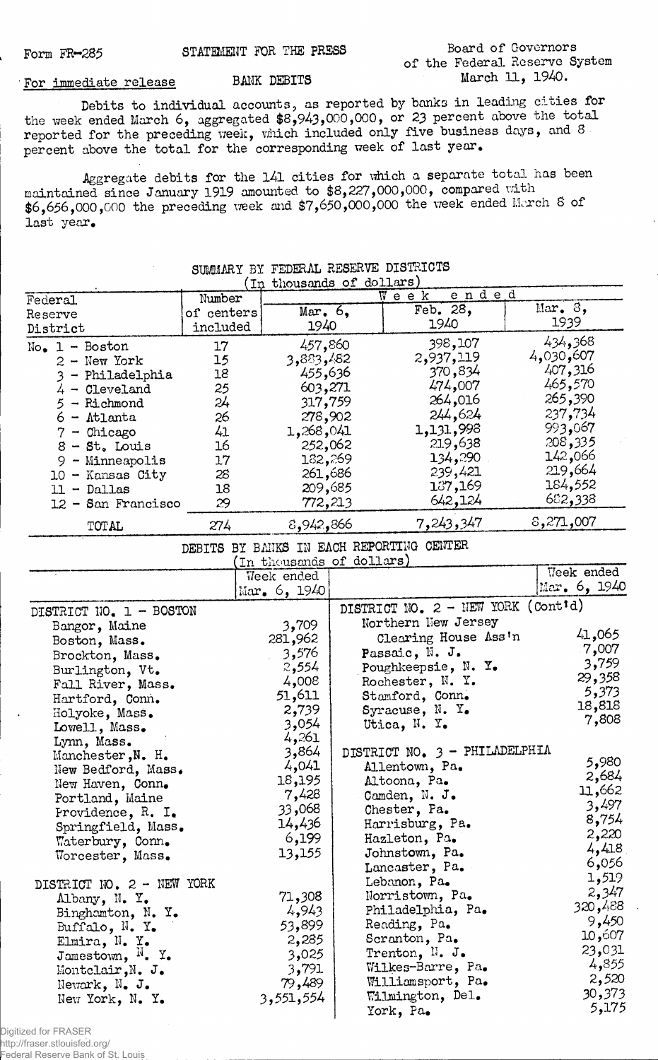Form FR-285 STATEMENT FOR THE PRESS

Board of Governors of the Federal Reserve System
March 11, 1940.

For immediate release

BANK DEBITS

Debits to individual accounts, as reported by banks in leading cities for the week ended March 6, aggregated $8,943,000,000, or 23 percent above the total reported for the preceding week, which included only five business days, and 8 percent above the total for the corresponding week of last year.

Aggregate debits for the 141 cities for which a separate total has been maintained since January 1919 amounted to $8,227,000,000, compared with $6,656,000,000 the preceding week and $7,650,000,000 the week ended March 8 of last year.

## SUMMARY BY FEDERAL RESERVE DISTRICTS
(In thousands of dollars)

| Federal Reserve District | Number of centers included | Week ended Mar. 6, 1940 | Week ended Feb. 28, 1940 | Week ended Mar. 8, 1939 |
|---|---|---|---|---|
| No. 1 - Boston | 17 | 457,860 | 398,107 | 434,368 |
| 2 - New York | 15 | 3,883,482 | 2,937,119 | 4,030,607 |
| 3 - Philadelphia | 18 | 455,636 | 370,834 | 407,316 |
| 4 - Cleveland | 25 | 603,271 | 474,007 | 465,570 |
| 5 - Richmond | 24 | 317,759 | 264,016 | 265,390 |
| 6 - Atlanta | 26 | 278,902 | 244,624 | 237,734 |
| 7 - Chicago | 41 | 1,268,041 | 1,131,998 | 993,067 |
| 8 - St. Louis | 16 | 252,062 | 219,638 | 208,335 |
| 9 - Minneapolis | 17 | 182,269 | 134,290 | 142,066 |
| 10 - Kansas City | 28 | 261,686 | 239,421 | 219,664 |
| 11 - Dallas | 18 | 209,685 | 187,169 | 184,552 |
| 12 - San Francisco | 29 | 772,213 | 642,124 | 682,338 |
| TOTAL | 274 | 8,942,866 | 7,243,347 | 8,271,007 |

## DEBITS BY BANKS IN EACH REPORTING CENTER
(In thousands of dollars)

| | Week ended Mar. 6, 1940 |
|---|---|
| **DISTRICT NO. 1 - BOSTON** | |
| Bangor, Maine | 3,709 |
| Boston, Mass. | 281,962 |
| Brockton, Mass. | 3,576 |
| Burlington, Vt. | 2,554 |
| Fall River, Mass. | 4,008 |
| Hartford, Conn. | 51,611 |
| Holyoke, Mass. | 2,739 |
| Lowell, Mass. | 3,054 |
| Lynn, Mass. | 4,261 |
| Manchester, N. H. | 3,864 |
| New Bedford, Mass. | 4,041 |
| New Haven, Conn. | 18,195 |
| Portland, Maine | 7,428 |
| Providence, R. I. | 33,068 |
| Springfield, Mass. | 14,436 |
| Waterbury, Conn. | 6,199 |
| Worcester, Mass. | 13,155 |
| **DISTRICT NO. 2 - NEW YORK** | |
| Albany, N. Y. | 71,308 |
| Binghamton, N. Y. | 4,943 |
| Buffalo, N. Y. | 53,899 |
| Elmira, N. Y. | 2,285 |
| Jamestown, N. Y. | 3,025 |
| Montclair, N. J. | 3,791 |
| Newark, N. J. | 79,489 |
| New York, N. Y. | 3,551,554 |
| **DISTRICT NO. 2 - NEW YORK (Cont'd)** | |
| Northern New Jersey Clearing House Ass'n | 41,065 |
| Passaic, N. J. | 7,007 |
| Poughkeepsie, N. Y. | 3,759 |
| Rochester, N. Y. | 29,358 |
| Stamford, Conn. | 5,373 |
| Syracuse, N. Y. | 18,818 |
| Utica, N. Y. | 7,808 |
| **DISTRICT NO. 3 - PHILADELPHIA** | |
| Allentown, Pa. | 5,980 |
| Altoona, Pa. | 2,684 |
| Camden, N. J. | 11,662 |
| Chester, Pa. | 3,497 |
| Harrisburg, Pa. | 8,754 |
| Hazleton, Pa. | 2,220 |
| Johnstown, Pa. | 4,418 |
| Lancaster, Pa. | 6,056 |
| Lebanon, Pa. | 1,519 |
| Norristown, Pa. | 2,347 |
| Philadelphia, Pa. | 320,488 |
| Reading, Pa. | 9,450 |
| Scranton, Pa. | 10,607 |
| Trenton, N. J. | 23,031 |
| Wilkes-Barre, Pa. | 4,855 |
| Williamsport, Pa. | 2,520 |
| Wilmington, Del. | 30,373 |
| York, Pa. | 5,175 |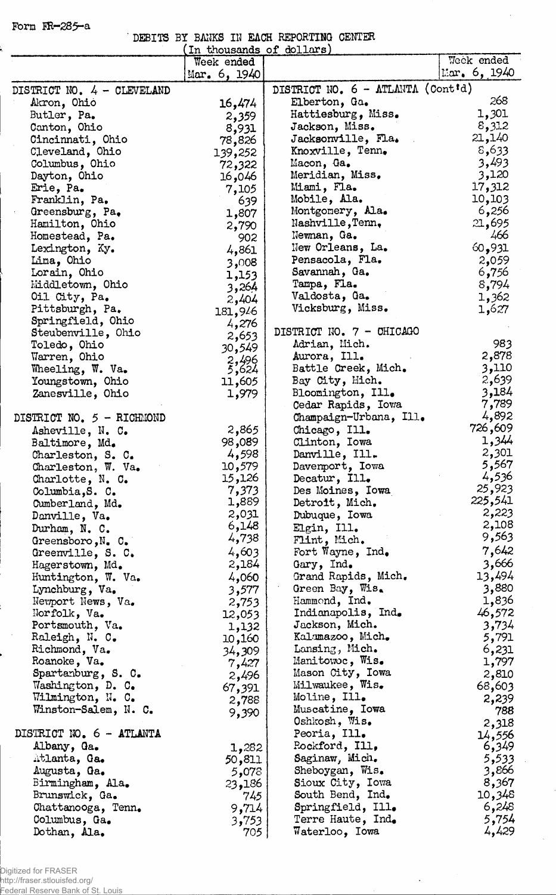Form FR-285-a

DEBITS BY BANKS IN EACH REPORTING CENTER
(In thousands of dollars)

| | Week ended Mar. 6, 1940 | | Week ended Mar. 6, 1940 |
|---|---|---|---|
| DISTRICT NO. 4 - CLEVELAND | | DISTRICT NO. 6 - ATLANTA (Cont'd) | |
| Akron, Ohio | 16,474 | Elberton, Ga. | 268 |
| Butler, Pa. | 2,359 | Hattiesburg, Miss. | 1,301 |
| Canton, Ohio | 8,931 | Jackson, Miss. | 8,312 |
| Cincinnati, Ohio | 78,826 | Jacksonville, Fla. | 21,140 |
| Cleveland, Ohio | 139,252 | Knoxville, Tenn. | 8,633 |
| Columbus, Ohio | 72,322 | Macon, Ga. | 3,493 |
| Dayton, Ohio | 16,046 | Meridian, Miss. | 3,120 |
| Erie, Pa. | 7,105 | Miami, Fla. | 17,312 |
| Franklin, Pa. | 639 | Mobile, Ala. | 10,103 |
| Greensburg, Pa. | 1,807 | Montgomery, Ala. | 6,256 |
| Hamilton, Ohio | 2,790 | Nashville, Tenn. | 21,695 |
| Homestead, Pa. | 902 | Newnan, Ga. | 466 |
| Lexington, Ky. | 4,861 | New Orleans, La. | 60,931 |
| Lima, Ohio | 3,008 | Pensacola, Fla. | 2,059 |
| Lorain, Ohio | 1,153 | Savannah, Ga. | 6,756 |
| Middletown, Ohio | 3,264 | Tampa, Fla. | 8,794 |
| Oil City, Pa. | 2,404 | Valdosta, Ga. | 1,362 |
| Pittsburgh, Pa. | 181,946 | Vicksburg, Miss. | 1,627 |
| Springfield, Ohio | 4,276 | | |
| Steubenville, Ohio | 2,653 | DISTRICT NO. 7 - CHICAGO | |
| Toledo, Ohio | 30,549 | Adrian, Mich. | 983 |
| Warren, Ohio | 2,496 | Aurora, Ill. | 2,878 |
| Wheeling, W. Va. | 5,624 | Battle Creek, Mich. | 3,110 |
| Youngstown, Ohio | 11,605 | Bay City, Mich. | 2,639 |
| Zanesville, Ohio | 1,979 | Bloomington, Ill. | 3,184 |
| | | Cedar Rapids, Iowa | 7,789 |
| DISTRICT NO. 5 - RICHMOND | | Champaign-Urbana, Ill. | 4,892 |
| Asheville, N. C. | 2,865 | Chicago, Ill. | 726,609 |
| Baltimore, Md. | 98,089 | Clinton, Iowa | 1,344 |
| Charleston, S. C. | 4,598 | Danville, Ill. | 2,301 |
| Charleston, W. Va. | 10,579 | Davenport, Iowa | 5,567 |
| Charlotte, N. C. | 15,126 | Decatur, Ill. | 4,536 |
| Columbia, S. C. | 7,373 | Des Moines, Iowa | 25,923 |
| Cumberland, Md. | 1,889 | Detroit, Mich. | 225,541 |
| Danville, Va. | 2,031 | Dubuque, Iowa | 2,223 |
| Durham, N. C. | 6,148 | Elgin, Ill. | 2,108 |
| Greensboro, N. C. | 4,738 | Flint, Mich. | 9,563 |
| Greenville, S. C. | 4,603 | Fort Wayne, Ind. | 7,642 |
| Hagerstown, Md. | 2,184 | Gary, Ind. | 3,666 |
| Huntington, W. Va. | 4,060 | Grand Rapids, Mich. | 13,494 |
| Lynchburg, Va. | 3,577 | Green Bay, Wis. | 3,880 |
| Newport News, Va. | 2,753 | Hammond, Ind. | 1,836 |
| Norfolk, Va. | 12,053 | Indianapolis, Ind. | 46,572 |
| Portsmouth, Va. | 1,132 | Jackson, Mich. | 3,734 |
| Raleigh, N. C. | 10,160 | Kalamazoo, Mich. | 5,791 |
| Richmond, Va. | 34,309 | Lansing, Mich. | 6,231 |
| Roanoke, Va. | 7,427 | Manitowoc, Wis. | 1,797 |
| Spartanburg, S. C. | 2,496 | Mason City, Iowa | 2,810 |
| Washington, D. C. | 67,391 | Milwaukee, Wis. | 68,603 |
| Wilmington, N. C. | 2,788 | Moline, Ill. | 2,239 |
| Winston-Salem, N. C. | 9,390 | Muscatine, Iowa | 788 |
| | | Oshkosh, Wis. | 2,318 |
| DISTRICT NO. 6 - ATLANTA | | Peoria, Ill. | 14,556 |
| Albany, Ga. | 1,282 | Rockford, Ill. | 6,349 |
| Atlanta, Ga. | 50,811 | Saginaw, Mich. | 5,533 |
| Augusta, Ga. | 5,078 | Sheboygan, Wis. | 3,866 |
| Birmingham, Ala. | 23,186 | Sioux City, Iowa | 8,367 |
| Brunswick, Ga. | 745 | South Bend, Ind. | 10,348 |
| Chattanooga, Tenn. | 9,714 | Springfield, Ill. | 6,248 |
| Columbus, Ga. | 3,753 | Terre Haute, Ind. | 5,754 |
| Dothan, Ala. | 705 | Waterloo, Iowa | 4,429 |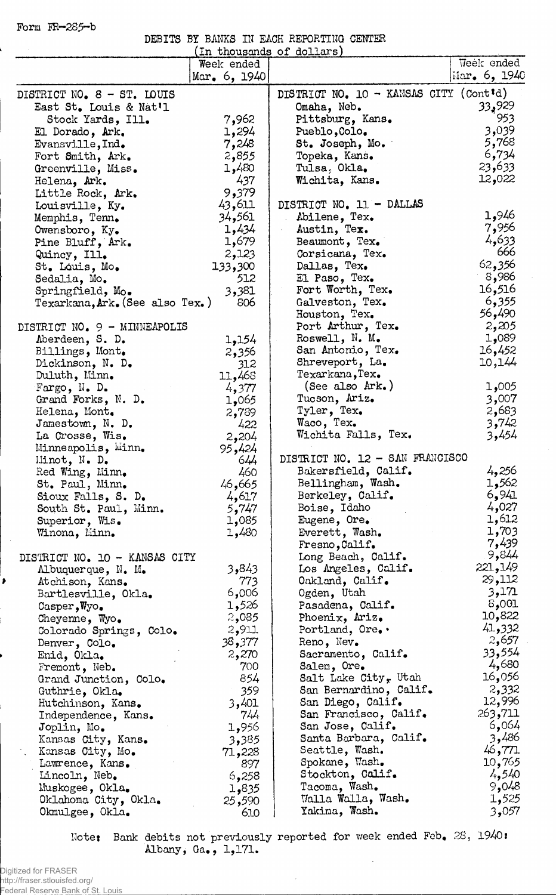Form FR-285-b

DEBITS BY BANKS IN EACH REPORTING CENTER

(In thousands of dollars)

| | Week ended Mar. 6, 1940 |
|---|---|
| **DISTRICT NO. 8 - ST. LOUIS** | |
| East St. Louis & Nat'l Stock Yards, Ill. | 7,962 |
| El Dorado, Ark. | 1,294 |
| Evansville, Ind. | 7,248 |
| Fort Smith, Ark. | 2,855 |
| Greenville, Miss. | 1,480 |
| Helena, Ark. | 437 |
| Little Rock, Ark. | 9,379 |
| Louisville, Ky. | 43,611 |
| Memphis, Tenn. | 34,561 |
| Owensboro, Ky. | 1,434 |
| Pine Bluff, Ark. | 1,679 |
| Quincy, Ill. | 2,123 |
| St. Louis, Mo. | 133,300 |
| Sedalia, Mo. | 512 |
| Springfield, Mo. | 3,381 |
| Texarkana, Ark. (See also Tex.) | 806 |
| **DISTRICT NO. 9 - MINNEAPOLIS** | |
| Aberdeen, S. D. | 1,154 |
| Billings, Mont. | 2,356 |
| Dickinson, N. D. | 312 |
| Duluth, Minn. | 11,468 |
| Fargo, N. D. | 4,377 |
| Grand Forks, N. D. | 1,065 |
| Helena, Mont. | 2,789 |
| Jamestown, N. D. | 422 |
| La Crosse, Wis. | 2,204 |
| Minneapolis, Minn. | 95,424 |
| Minot, N. D. | 644 |
| Red Wing, Minn. | 460 |
| St. Paul, Minn. | 46,665 |
| Sioux Falls, S. D. | 4,617 |
| South St. Paul, Minn. | 5,747 |
| Superior, Wis. | 1,085 |
| Winona, Minn. | 1,480 |
| **DISTRICT NO. 10 - KANSAS CITY** | |
| Albuquerque, N. M. | 3,843 |
| Atchison, Kans. | 773 |
| Bartlesville, Okla. | 6,006 |
| Casper, Wyo. | 1,526 |
| Cheyenne, Wyo. | 2,085 |
| Colorado Springs, Colo. | 2,911 |
| Denver, Colo. | 38,377 |
| Enid, Okla. | 2,270 |
| Fremont, Neb. | 700 |
| Grand Junction, Colo. | 854 |
| Guthrie, Okla. | 359 |
| Hutchinson, Kans. | 3,401 |
| Independence, Kans. | 744 |
| Joplin, Mo. | 1,956 |
| Kansas City, Kans. | 3,385 |
| Kansas City, Mo. | 71,228 |
| Lawrence, Kans. | 897 |
| Lincoln, Neb. | 6,258 |
| Muskogee, Okla. | 1,835 |
| Oklahoma City, Okla. | 25,590 |
| Okmulgee, Okla. | 610 |
| **DISTRICT NO. 10 - KANSAS CITY (Cont'd)** | |
| Omaha, Neb. | 33,929 |
| Pittsburg, Kans. | 953 |
| Pueblo, Colo. | 3,039 |
| St. Joseph, Mo. | 5,768 |
| Topeka, Kans. | 6,734 |
| Tulsa, Okla. | 23,633 |
| Wichita, Kans. | 12,022 |
| **DISTRICT NO. 11 - DALLAS** | |
| Abilene, Tex. | 1,946 |
| Austin, Tex. | 7,956 |
| Beaumont, Tex. | 4,633 |
| Corsicana, Tex. | 666 |
| Dallas, Tex. | 62,356 |
| El Paso, Tex. | 8,986 |
| Fort Worth, Tex. | 16,516 |
| Galveston, Tex. | 6,355 |
| Houston, Tex. | 56,490 |
| Port Arthur, Tex. | 2,205 |
| Roswell, N. M. | 1,089 |
| San Antonio, Tex. | 16,452 |
| Shreveport, La. | 10,144 |
| Texarkana, Tex. (See also Ark.) | 1,005 |
| Tucson, Ariz. | 3,007 |
| Tyler, Tex. | 2,683 |
| Waco, Tex. | 3,742 |
| Wichita Falls, Tex. | 3,454 |
| **DISTRICT NO. 12 - SAN FRANCISCO** | |
| Bakersfield, Calif. | 4,256 |
| Bellingham, Wash. | 1,562 |
| Berkeley, Calif. | 6,941 |
| Boise, Idaho | 4,027 |
| Eugene, Ore. | 1,612 |
| Everett, Wash. | 1,703 |
| Fresno, Calif. | 7,439 |
| Long Beach, Calif. | 9,844 |
| Los Angeles, Calif. | 221,149 |
| Oakland, Calif. | 29,112 |
| Ogden, Utah | 3,171 |
| Pasadena, Calif. | 8,001 |
| Phoenix, Ariz. | 10,822 |
| Portland, Ore. | 41,332 |
| Reno, Nev. | 2,657 |
| Sacramento, Calif. | 33,554 |
| Salem, Ore. | 4,680 |
| Salt Lake City, Utah | 16,056 |
| San Bernardino, Calif. | 2,332 |
| San Diego, Calif. | 12,996 |
| San Francisco, Calif. | 263,711 |
| San Jose, Calif. | 6,064 |
| Santa Barbara, Calif. | 3,486 |
| Seattle, Wash. | 46,771 |
| Spokane, Wash. | 10,765 |
| Stockton, Calif. | 4,540 |
| Tacoma, Wash. | 9,048 |
| Walla Walla, Wash. | 1,525 |
| Yakima, Wash. | 3,057 |

Note: Bank debits not previously reported for week ended Feb. 28, 1940: Albany, Ga., 1,171.

Digitized for FRASER
http://fraser.stlouisfed.org/
Federal Reserve Bank of St. Louis